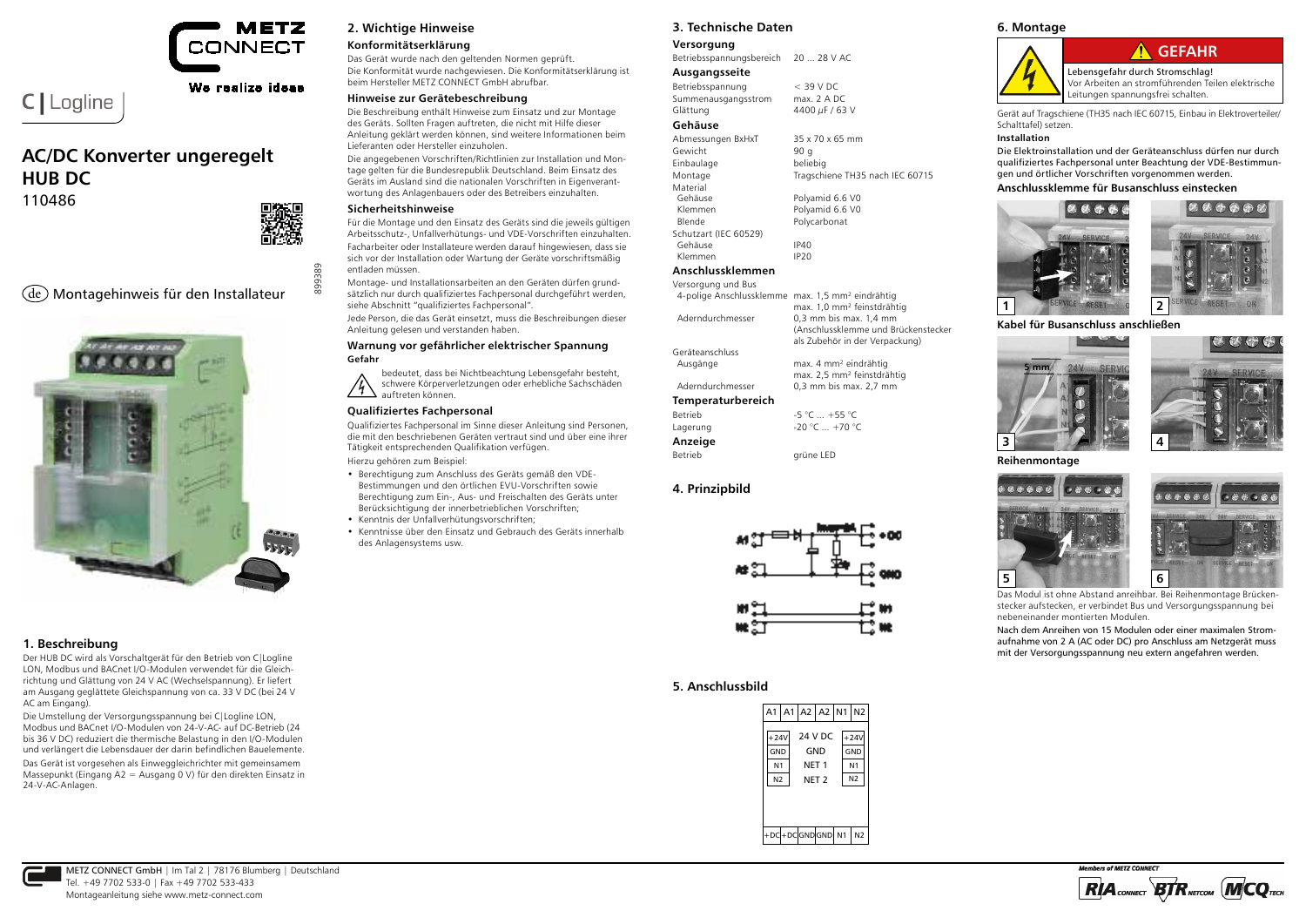METZ CONNECT

We realize ideas

C | Logline

# AC/DC Konverter ungeregelt HUB DC

110486

899389

(de) Montagehinweis für den Installateur

## 1. Beschreibung

Der HUB DC wird als Vorschaltgerät für den Betrieb von C|Logline LON, Modbus und BACnet I/O-Modulen verwendet für die Gleichrichtung und Glättung von 24 V AC (Wechselspannung). Er liefert am Ausgang geglättete Gleichspannung von ca. 33 V DC (bei 24 V AC am Eingang).

Die Umstellung der Versorgungsspannung bei C|Logline LON, Modbus und BACnet I/O-Modulen von 24-V-AC- auf DC-Betrieb (24 bis 36 V DC) reduziert die thermische Belastung in den I/O-Modulen und verlängert die Lebensdauer der darin befindlichen Bauelemente.

Das Gerät ist vorgesehen als Einweggleichrichter mit gemeinsamem Massepunkt (Eingang A2 = Ausgang 0 V) für den direkten Einsatz in 24-V-AC-Anlagen.

## 2. Wichtige Hinweise

### Konformitätserklärung

Das Gerät wurde nach den geltenden Normen geprüft.
Die Konformität wurde nachgewiesen. Die Konformitätserklärung ist beim Hersteller METZ CONNECT GmbH abrufbar.

### Hinweise zur Gerätebeschreibung

Die Beschreibung enthält Hinweise zum Einsatz und zur Montage des Geräts. Sollten Fragen auftreten, die nicht mit Hilfe dieser Anleitung geklärt werden können, sind weitere Informationen beim Lieferanten oder Hersteller einzuholen.

Die angegebenen Vorschriften/Richtlinien zur Installation und Montage gelten für die Bundesrepublik Deutschland. Beim Einsatz des Geräts im Ausland sind die nationalen Vorschriften in Eigenverantwortung des Anlagenbauers oder des Betreibers einzuhalten.

### Sicherheitshinweise

Für die Montage und den Einsatz des Geräts sind die jeweils gültigen Arbeitsschutz-, Unfallverhütungs- und VDE-Vorschriften einzuhalten.
Facharbeiter oder Installateure werden darauf hingewiesen, dass sie sich vor der Installation oder Wartung der Geräte vorschriftsmäßig entladen müssen.

Montage- und Installationsarbeiten an den Geräten dürfen grundsätzlich nur durch qualifiziertes Fachpersonal durchgeführt werden, siehe Abschnitt "qualifiziertes Fachpersonal".

Jede Person, die das Gerät einsetzt, muss die Beschreibungen dieser Anleitung gelesen und verstanden haben.

### Warnung vor gefährlicher elektrischer Spannung

**Gefahr**

bedeutet, dass bei Nichtbeachtung Lebensgefahr besteht, schwere Körperverletzungen oder erhebliche Sachschäden auftreten können.

### Qualifiziertes Fachpersonal

Qualifiziertes Fachpersonal im Sinne dieser Anleitung sind Personen, die mit den beschriebenen Geräten vertraut sind und über eine ihrer Tätigkeit entsprechenden Qualifikation verfügen.

Hierzu gehören zum Beispiel:

- Berechtigung zum Anschluss des Geräts gemäß den VDE-Bestimmungen und den örtlichen EVU-Vorschriften sowie Berechtigung zum Ein-, Aus- und Freischalten des Geräts unter Berücksichtigung der innerbetrieblichen Vorschriften;
- Kenntnis der Unfallverhütungsvorschriften;
- Kenntnisse über den Einsatz und Gebrauch des Geräts innerhalb des Anlagensystems usw.

## 3. Technische Daten

**Versorgung**

| | |
|---|---|
| Betriebsspannungsbereich | 20 ... 28 V AC |

**Ausgangsseite**

| | |
|---|---|
| Betriebsspannung | < 39 V DC |
| Summenausgangsstrom | max. 2 A DC |
| Glättung | 4400 µF / 63 V |

**Gehäuse**

| | |
|---|---|
| Abmessungen BxHxT | 35 x 70 x 65 mm |
| Gewicht | 90 g |
| Einbaulage | beliebig |
| Montage | Tragschiene TH35 nach IEC 60715 |
| Material | |
| Gehäuse | Polyamid 6.6 V0 |
| Klemmen | Polyamid 6.6 V0 |
| Blende | Polycarbonat |
| Schutzart (IEC 60529) | |
| Gehäuse | IP40 |
| Klemmen | IP20 |

**Anschlussklemmen**

| | |
|---|---|
| Versorgung und Bus | |
| 4-polige Anschlussklemme | max. 1,5 mm² eindrähtig<br>max. 1,0 mm² feinstdrähtig |
| Aderndurchmesser | 0,3 mm bis max. 1,4 mm (Anschlussklemme und Brückenstecker als Zubehör in der Verpackung) |
| Geräteanschluss | |
| Ausgänge | max. 4 mm² eindrähtig<br>max. 2,5 mm² feinstdrähtig |
| Aderndurchmesser | 0,3 mm bis max. 2,7 mm |

**Temperaturbereich**

| | |
|---|---|
| Betrieb | -5 °C ... +55 °C |
| Lagerung | -20 °C ... +70 °C |

**Anzeige**

| | |
|---|---|
| Betrieb | grüne LED |

## 4. Prinzipbild

A1, A2, N1, N2 → +DC, GND, N1, N2

## 5. Anschlussbild

| A1 | A1 | A2 | A2 | N1 | N2 |
|---|---|---|---|---|---|
| +24V | 24 V DC | | | | +24V |
| GND | GND | | | | GND |
| N1 | NET 1 | | | | N1 |
| N2 | NET 2 | | | | N2 |
| +DC | +DC | GND | GND | N1 | N2 |

## 6. Montage

**GEFAHR**

Lebensgefahr durch Stromschlag!
Vor Arbeiten an stromführenden Teilen elektrische Leitungen spannungsfrei schalten.

Gerät auf Tragschiene (TH35 nach IEC 60715, Einbau in Elektroverteiler/Schalttafel) setzen.

**Installation**

**Die Elektroinstallation und der Geräteanschluss dürfen nur durch qualifiziertes Fachpersonal unter Beachtung der VDE-Bestimmungen und örtlicher Vorschriften vorgenommen werden.**

**Anschlussklemme für Busanschluss einstecken**

1 2

**Kabel für Busanschluss anschließen**

3 4

**Reihenmontage**

5 6

Das Modul ist ohne Abstand anreihbar. Bei Reihenmontage Brückenstecker aufstecken, er verbindet Bus und Versorgungsspannung bei nebeneinander montierten Modulen.

Nach dem Anreihen von 15 Modulen oder einer maximalen Stromaufnahme von 2 A (AC oder DC) pro Anschluss am Netzgerät muss mit der Versorgungsspannung neu extern angefahren werden.

METZ CONNECT GmbH | Im Tal 2 | 78176 Blumberg | Deutschland
Tel. +49 7702 533-0 | Fax +49 7702 533-433
Montageanleitung siehe www.metz-connect.com

Members of METZ CONNECT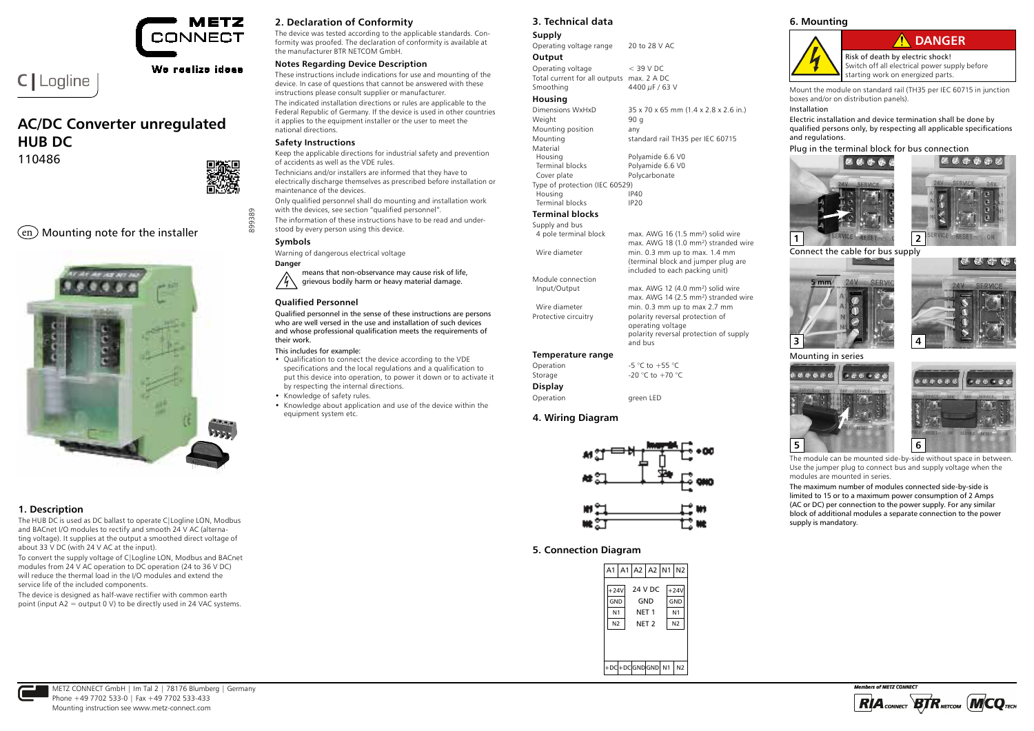# C | Logline

# AC/DC Converter unregulated HUB DC

110486

899389

(en) Mounting note for the installer

## 1. Description

The HUB DC is used as DC ballast to operate C|Logline LON, Modbus and BACnet I/O modules to rectify and smooth 24 V AC (alternating voltage). It supplies at the output a smoothed direct voltage of about 33 V DC (with 24 V AC at the input).

To convert the supply voltage of C|Logline LON, Modbus and BACnet modules from 24 V AC operation to DC operation (24 to 36 V DC) will reduce the thermal load in the I/O modules and extend the service life of the included components.

The device is designed as half-wave rectifier with common earth point (input A2 = output 0 V) to be directly used in 24 VAC systems.

## 2. Declaration of Conformity

The device was tested according to the applicable standards. Conformity was proofed. The declaration of conformity is available at the manufacturer BTR NETCOM GmbH.

### Notes Regarding Device Description

These instructions include indications for use and mounting of the device. In case of questions that cannot be answered with these instructions please consult supplier or manufacturer.

The indicated installation directions or rules are applicable to the Federal Republic of Germany. If the device is used in other countries it applies to the equipment installer or the user to meet the national directions.

### Safety Instructions

Keep the applicable directions for industrial safety and prevention of accidents as well as the VDE rules.

Technicians and/or installers are informed that they have to electrically discharge themselves as prescribed before installation or maintenance of the devices.

Only qualified personnel shall do mounting and installation work with the devices, see section "qualified personnel".

The information of these instructions have to be read and understood by every person using this device.

### Symbols

Warning of dangerous electrical voltage

**Danger**

means that non-observance may cause risk of life, grievous bodily harm or heavy material damage.

### Qualified Personnel

Qualified personnel in the sense of these instructions are persons who are well versed in the use and installation of such devices and whose professional qualification meets the requirements of their work.

This includes for example:

- Qualification to connect the device according to the VDE specifications and the local regulations and a qualification to put this device into operation, to power it down or to activate it by respecting the internal directions.
- Knowledge of safety rules.
- Knowledge about application and use of the device within the equipment system etc.

## 3. Technical data

### Supply

| | |
|---|---|
| Operating voltage range | 20 to 28 V AC |

### Output

| | |
|---|---|
| Operating voltage | < 39 V DC |
| Total current for all outputs | max. 2 A DC |
| Smoothing | 4400 µF / 63 V |

### Housing

| | |
|---|---|
| Dimensions WxHxD | 35 x 70 x 65 mm (1.4 x 2.8 x 2.6 in.) |
| Weight | 90 g |
| Mounting position | any |
| Mounting | standard rail TH35 per IEC 60715 |
| Material | |
| Housing | Polyamide 6.6 V0 |
| Terminal blocks | Polyamide 6.6 V0 |
| Cover plate | Polycarbonate |
| Type of protection (IEC 60529) | |
| Housing | IP40 |
| Terminal blocks | IP20 |

### Terminal blocks

| | |
|---|---|
| Supply and bus | |
| 4 pole terminal block | max. AWG 16 (1.5 mm²) solid wire<br>max. AWG 18 (1.0 mm²) stranded wire |
| Wire diameter | min. 0.3 mm up to max. 1.4 mm (terminal block and jumper plug are included to each packing unit) |
| Module connection | |
| Input/Output | max. AWG 12 (4.0 mm²) solid wire<br>max. AWG 14 (2.5 mm²) stranded wire |
| Wire diameter | min. 0.3 mm up to max 2.7 mm |
| Protective circuitry | polarity reversal protection of operating voltage<br>polarity reversal protection of supply and bus |

### Temperature range

| | |
|---|---|
| Operation | -5 °C to +55 °C |
| Storage | -20 °C to +70 °C |

### Display

| | |
|---|---|
| Operation | green LED |

## 4. Wiring Diagram

A1, A2 → +DC, GND; N1 → N1; N2 → N2

## 5. Connection Diagram

| A1 | A1 | A2 | A2 | N1 | N2 |
|---|---|---|---|---|---|
| +24V | | 24 V DC | | | +24V |
| GND | | GND | | | GND |
| N1 | | NET 1 | | | N1 |
| N2 | | NET 2 | | | N2 |
| +DC | +DC | GND | GND | N1 | N2 |

## 6. Mounting

**DANGER**

Risk of death by electric shock!
Switch off all electrical power supply before starting work on energized parts.

Mount the module on standard rail (TH35 per IEC 60715 in junction boxes and/or on distribution panels).

Installation

Electric installation and device termination shall be done by qualified persons only, by respecting all applicable specifications and regulations.

Plug in the terminal block for bus connection

1 2

Connect the cable for bus supply

3 4

Mounting in series

5 6

The module can be mounted side-by-side without space in between. Use the jumper plug to connect bus and supply voltage when the modules are mounted in series.

The maximum number of modules connected side-by-side is limited to 15 or to a maximum power consumption of 2 Amps (AC or DC) per connection to the power supply. For any similar block of additional modules a separate connection to the power supply is mandatory.

METZ CONNECT GmbH | Im Tal 2 | 78176 Blumberg | Germany
Phone +49 7702 533-0 | Fax +49 7702 533-433
Mounting instruction see www.metz-connect.com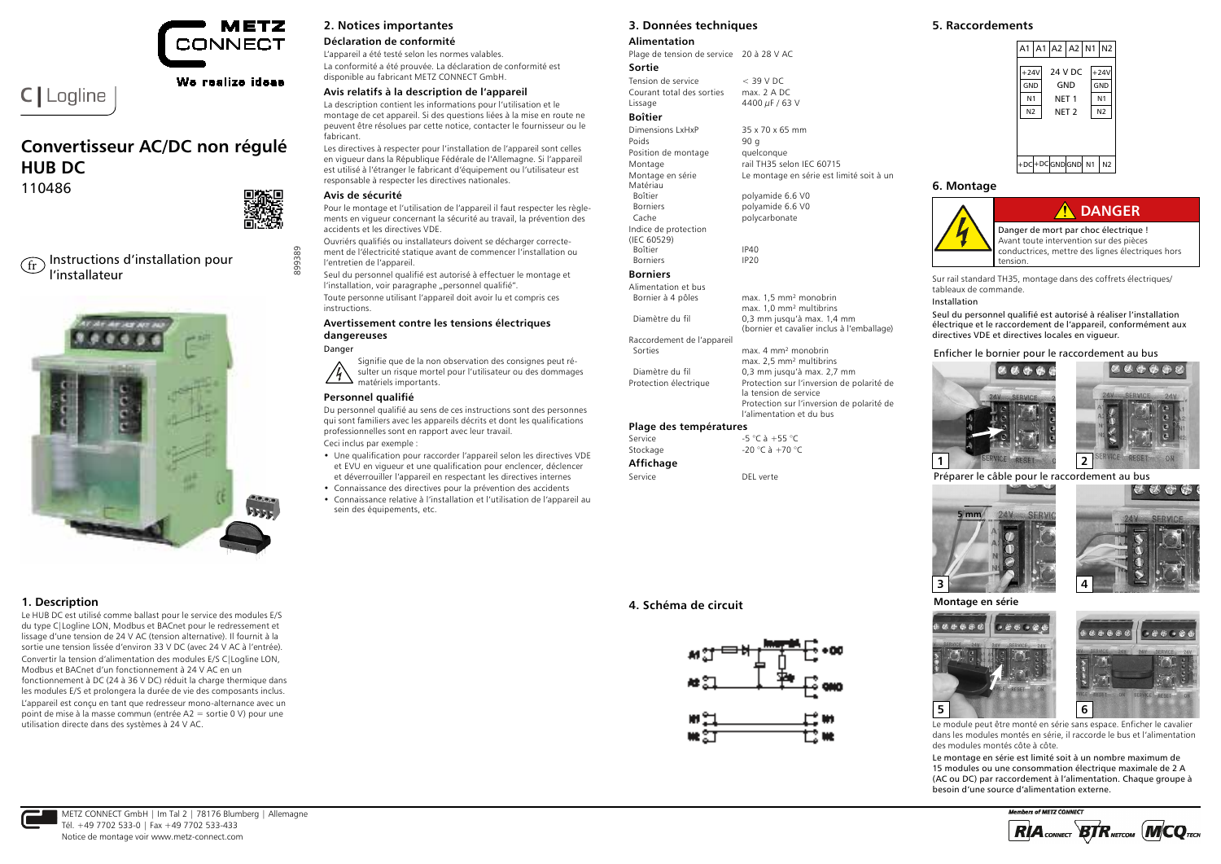METZ CONNECT

We realize ideas

C | Logline

# Convertisseur AC/DC non régulé HUB DC

110486

(fr) Instructions d'installation pour l'installateur

899389

## 1. Description

Le HUB DC est utilisé comme ballast pour le service des modules E/S du type C|Logline LON, Modbus et BACnet pour le redressement et lissage d'une tension de 24 V AC (tension alternative). Il fournit à la sortie une tension lissée d'environ 33 V DC (avec 24 V AC à l'entrée).

Convertir la tension d'alimentation des modules E/S C|Logline LON, Modbus et BACnet d'un fonctionnement à 24 V AC en un fonctionnement à DC (24 à 36 V DC) réduit la charge thermique dans les modules E/S et prolongera la durée de vie des composants inclus.

L'appareil est conçu en tant que redresseur mono-alternance avec un point de mise à la masse commun (entrée A2 = sortie 0 V) pour une utilisation directe dans des systèmes à 24 V AC.

## 2. Notices importantes

### Déclaration de conformité

L'appareil a été testé selon les normes valables.

La conformité a été prouvée. La déclaration de conformité est disponible au fabricant METZ CONNECT GmbH.

### Avis relatifs à la description de l'appareil

La description contient les informations pour l'utilisation et le montage de cet appareil. Si des questions liées à la mise en route ne peuvent être résolues par cette notice, contacter le fournisseur ou le fabricant.

Les directives à respecter pour l'installation de l'appareil sont celles en vigueur dans la République Fédérale de l'Allemagne. Si l'appareil est utilisé à l'étranger le fabricant d'équipement ou l'utilisateur est responsable à respecter les directives nationales.

### Avis de sécurité

Pour le montage et l'utilisation de l'appareil il faut respecter les règlements en vigueur concernant la sécurité au travail, la prévention des accidents et les directives VDE.

Ouvriérs qualifiés ou installateurs doivent se décharger correctement de l'électricité statique avant de commencer l'installation ou l'entretien de l'appareil.

Seul du personnel qualifié est autorisé à effectuer le montage et l'installation, voir paragraphe „personnel qualifié".

Toute personne utilisant l'appareil doit avoir lu et compris ces instructions.

### Avertissement contre les tensions électriques dangereuses

Danger

Signifie que de la non observation des consignes peut résulter un risque mortel pour l'utilisateur ou des dommages matériels importants.

### Personnel qualifié

Du personnel qualifié au sens de ces instructions sont des personnes qui sont familiers avec les appareils décrits et dont les qualifications professionnelles sont en rapport avec leur travail.

Ceci inclus par exemple :

- Une qualification pour raccorder l'appareil selon les directives VDE et EVU en vigueur et une qualification pour enclencher, déclencher et déverrouiller l'appareil en respectant les directives internes
- Connaissance des directives pour la prévention des accidents
- Connaissance relative à l'installation et l'utilisation de l'appareil au sein des équipements, etc.

## 3. Données techniques

### Alimentation

| | |
|---|---|
| Plage de tension de service | 20 à 28 V AC |

### Sortie

| | |
|---|---|
| Tension de service | < 39 V DC |
| Courant total des sorties | max. 2 A DC |
| Lissage | 4400 µF / 63 V |

### Boîtier

| | |
|---|---|
| Dimensions LxHxP | 35 x 70 x 65 mm |
| Poids | 90 g |
| Position de montage | quelconque |
| Montage | rail TH35 selon IEC 60715 |
| Montage en série | Le montage en série est limité soit à un |
| Matériau | |
| Boîtier | polyamide 6.6 V0 |
| Borniers | polyamide 6.6 V0 |
| Cache | polycarbonate |
| Indice de protection (IEC 60529) | |
| Boîtier | IP40 |
| Borniers | IP20 |

### Borniers

| | |
|---|---|
| Alimentation et bus | |
| Bornier à 4 pôles | max. 1,5 mm² monobrin<br>max. 1,0 mm² multibrins |
| Diamètre du fil | 0,3 mm jusqu'à max. 1,4 mm (bornier et cavalier inclus à l'emballage) |
| Raccordement de l'appareil | |
| Sorties | max. 4 mm² monobrin<br>max. 2,5 mm² multibrins |
| Diamètre du fil | 0,3 mm jusqu'à max. 2,7 mm |
| Protection électrique | Protection sur l'inversion de polarité de la tension de service<br>Protection sur l'inversion de polarité de l'alimentation et du bus |

### Plage des températures

| | |
|---|---|
| Service | -5 °C à +55 °C |
| Stockage | -20 °C à +70 °C |

### Affichage

| | |
|---|---|
| Service | DEL verte |

## 4. Schéma de circuit

A1, A2, N1, N2, +DC, GND, N1, N2

## 5. Raccordements

A1 | A1 | A2 | A2 | N1 | N2

+24V, GND, N1, N2 — 24 V DC, GND, NET 1, NET 2 — +24V, GND, N1, N2

+DC | +DC | GND | GND | N1 | N2

## 6. Montage

**DANGER**

Danger de mort par choc électrique ! Avant toute intervention sur des pièces conductrices, mettre des lignes électriques hors tension.

Sur rail standard TH35, montage dans des coffrets électriques/ tableaux de commande.

Installation

Seul du personnel qualifié est autorisé à réaliser l'installation électrique et le raccordement de l'appareil, conformément aux directives VDE et directives locales en vigueur.

Enficher le bornier pour le raccordement au bus

1 2

Préparer le câble pour le raccordement au bus

5 mm

3 4

**Montage en série**

5 6

Le module peut être monté en série sans espace. Enficher le cavalier dans les modules montés en série, il raccorde le bus et l'alimentation des modules montés côte à côte.

Le montage en série est limité soit à un nombre maximum de 15 modules ou une consommation électrique maximale de 2 A (AC ou DC) par raccordement à l'alimentation. Chaque groupe a besoin d'une source d'alimentation externe.

METZ CONNECT GmbH | Im Tal 2 | 78176 Blumberg | Allemagne
Tél. +49 7702 533-0 | Fax +49 7702 533-433
Notice de montage voir www.metz-connect.com

Members of METZ CONNECT